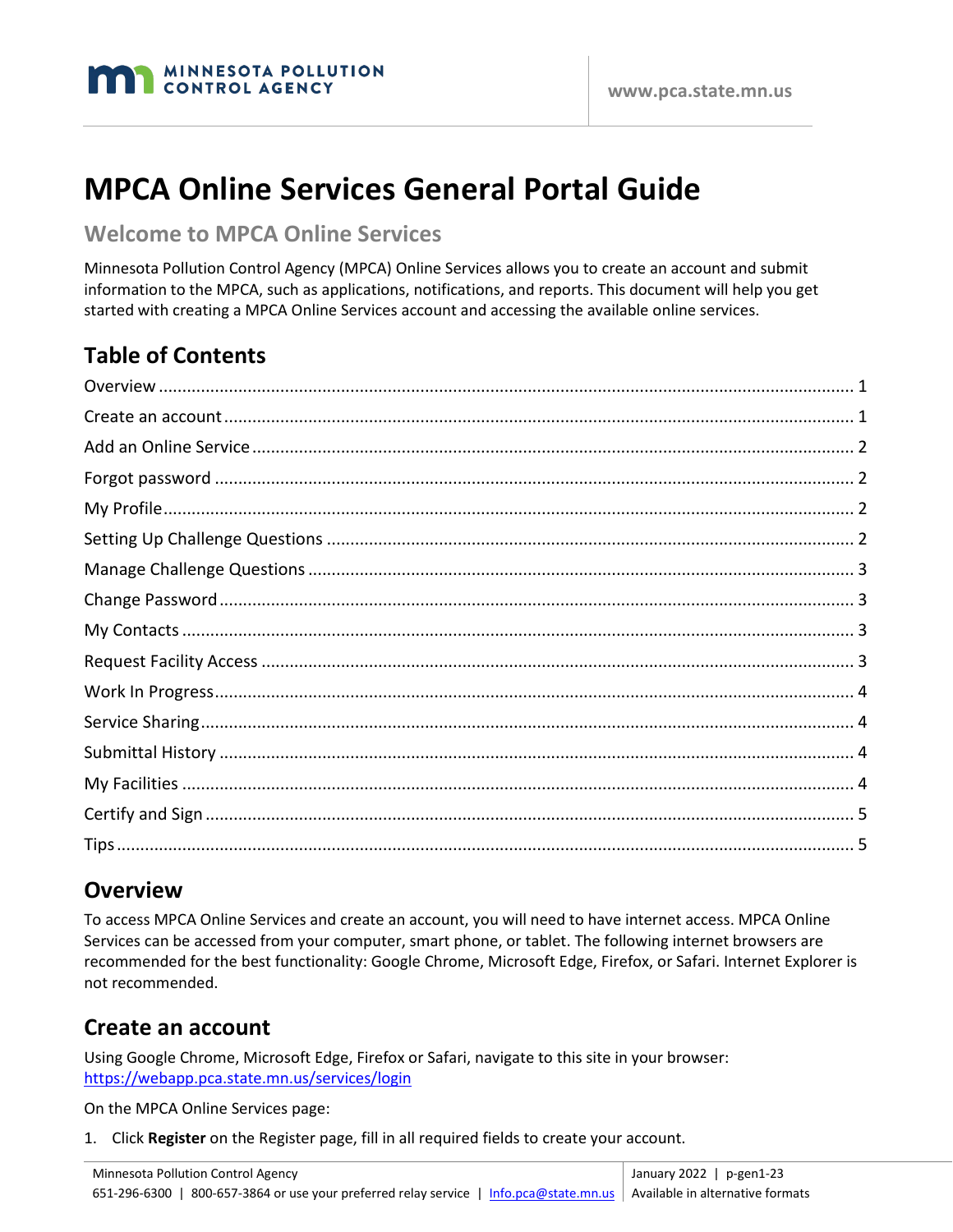# MPCA Online Services General Portal Guide

## Welcome to MPCA Online Services

Minnesota Pollution Control Agency (MPCA) Online Services allows you to create an account and submit information to the MPCA, such as applications, notifications, and reports. This document will help you get started with creating a MPCA Online Services account and accessing the available online services.

## Table of Contents

- Overview ..... 1
- Create an account ..... 1
- Add an Online Service ..... 2
- Forgot password ..... 2
- My Profile ..... 2
- Setting Up Challenge Questions ..... 2
- Manage Challenge Questions ..... 3
- Change Password ..... 3
- My Contacts ..... 3
- Request Facility Access ..... 3
- Work In Progress ..... 4
- Service Sharing ..... 4
- Submittal History ..... 4
- My Facilities ..... 4
- Certify and Sign ..... 5
- Tips ..... 5

## Overview

To access MPCA Online Services and create an account, you will need to have internet access. MPCA Online Services can be accessed from your computer, smart phone, or tablet. The following internet browsers are recommended for the best functionality: Google Chrome, Microsoft Edge, Firefox, or Safari. Internet Explorer is not recommended.

## Create an account

Using Google Chrome, Microsoft Edge, Firefox or Safari, navigate to this site in your browser: https://webapp.pca.state.mn.us/services/login

On the MPCA Online Services page:

1. Click **Register** on the Register page, fill in all required fields to create your account.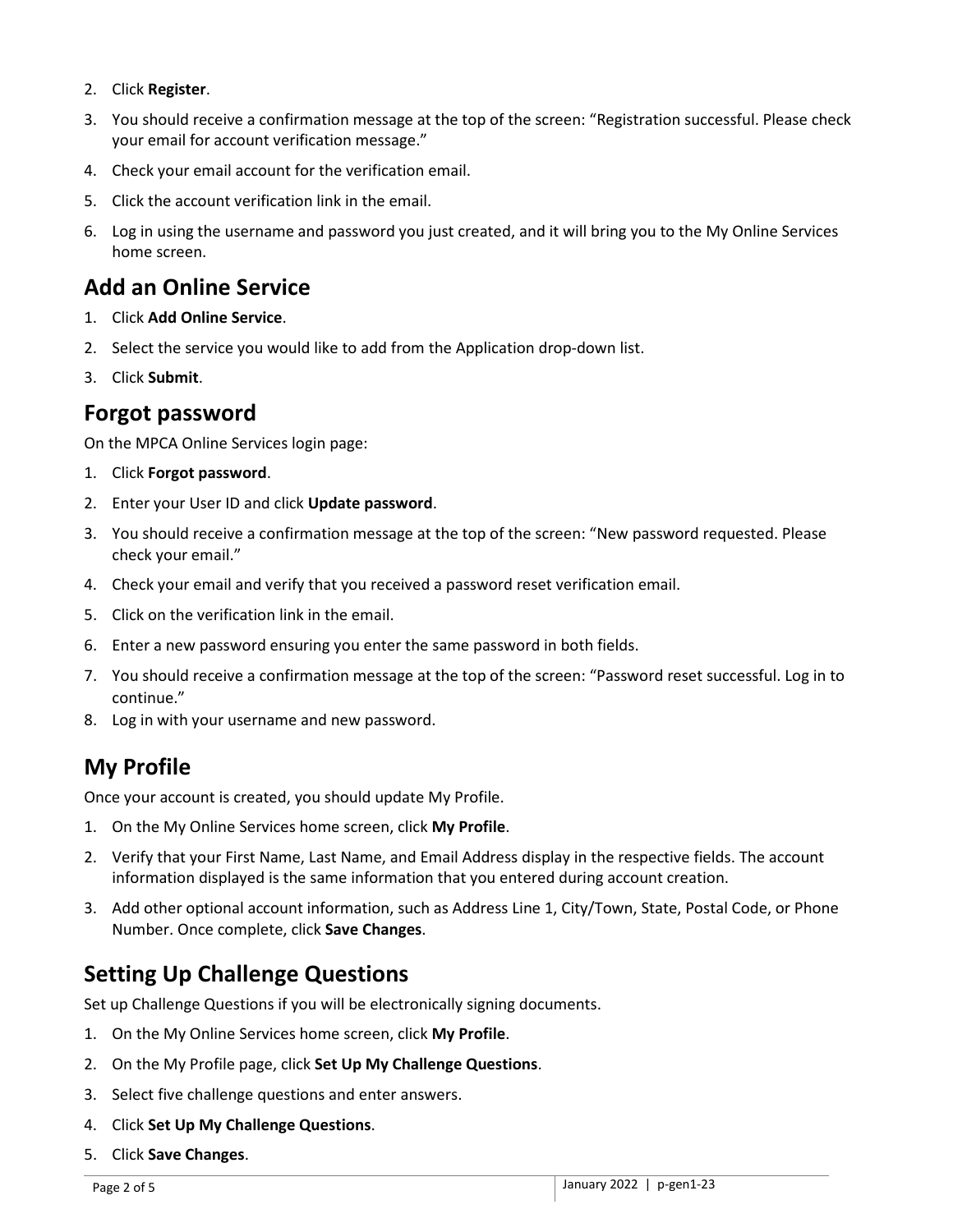2. Click **Register**.
3. You should receive a confirmation message at the top of the screen: “Registration successful. Please check your email for account verification message.”
4. Check your email account for the verification email.
5. Click the account verification link in the email.
6. Log in using the username and password you just created, and it will bring you to the My Online Services home screen.

## Add an Online Service

1. Click **Add Online Service**.
2. Select the service you would like to add from the Application drop-down list.
3. Click **Submit**.

## Forgot password

On the MPCA Online Services login page:

1. Click **Forgot password**.
2. Enter your User ID and click **Update password**.
3. You should receive a confirmation message at the top of the screen: “New password requested. Please check your email.”
4. Check your email and verify that you received a password reset verification email.
5. Click on the verification link in the email.
6. Enter a new password ensuring you enter the same password in both fields.
7. You should receive a confirmation message at the top of the screen: “Password reset successful. Log in to continue.”
8. Log in with your username and new password.

## My Profile

Once your account is created, you should update My Profile.

1. On the My Online Services home screen, click **My Profile**.
2. Verify that your First Name, Last Name, and Email Address display in the respective fields. The account information displayed is the same information that you entered during account creation.
3. Add other optional account information, such as Address Line 1, City/Town, State, Postal Code, or Phone Number. Once complete, click **Save Changes**.

## Setting Up Challenge Questions

Set up Challenge Questions if you will be electronically signing documents.

1. On the My Online Services home screen, click **My Profile**.
2. On the My Profile page, click **Set Up My Challenge Questions**.
3. Select five challenge questions and enter answers.
4. Click **Set Up My Challenge Questions**.
5. Click **Save Changes**.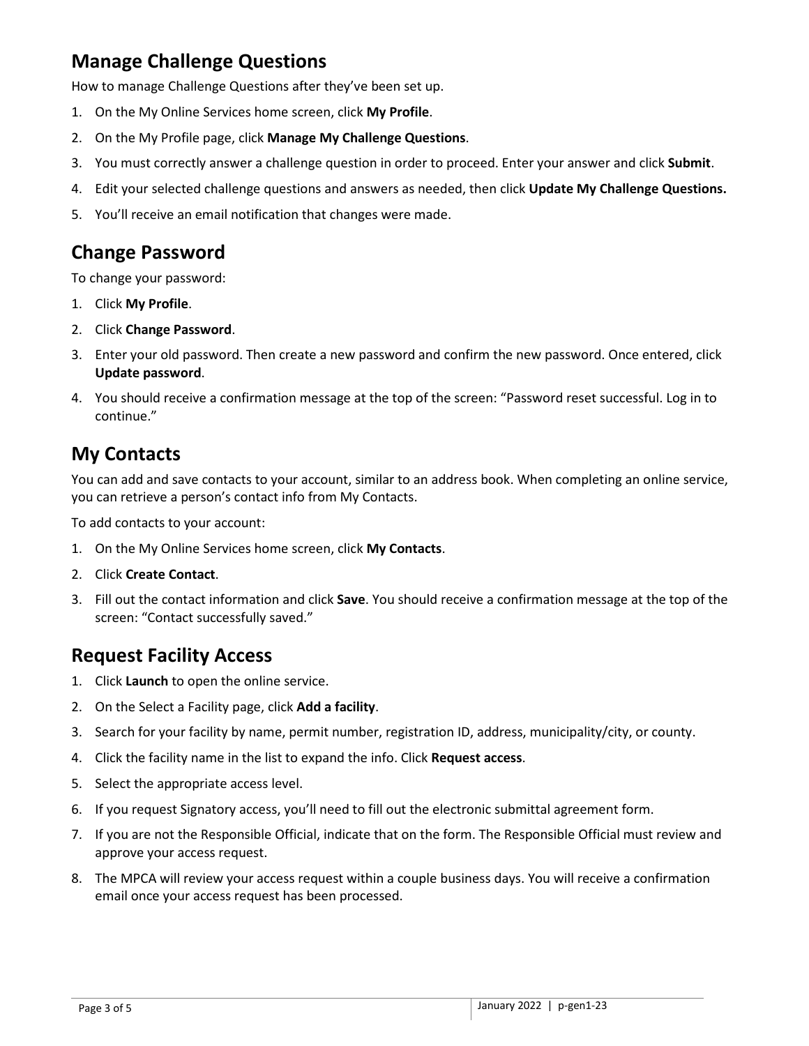## Manage Challenge Questions

How to manage Challenge Questions after they've been set up.

1. On the My Online Services home screen, click **My Profile**.
2. On the My Profile page, click **Manage My Challenge Questions**.
3. You must correctly answer a challenge question in order to proceed. Enter your answer and click **Submit**.
4. Edit your selected challenge questions and answers as needed, then click **Update My Challenge Questions.**
5. You'll receive an email notification that changes were made.

## Change Password

To change your password:

1. Click **My Profile**.
2. Click **Change Password**.
3. Enter your old password. Then create a new password and confirm the new password. Once entered, click **Update password**.
4. You should receive a confirmation message at the top of the screen: "Password reset successful. Log in to continue."

## My Contacts

You can add and save contacts to your account, similar to an address book. When completing an online service, you can retrieve a person's contact info from My Contacts.

To add contacts to your account:

1. On the My Online Services home screen, click **My Contacts**.
2. Click **Create Contact**.
3. Fill out the contact information and click **Save**. You should receive a confirmation message at the top of the screen: "Contact successfully saved."

## Request Facility Access

1. Click **Launch** to open the online service.
2. On the Select a Facility page, click **Add a facility**.
3. Search for your facility by name, permit number, registration ID, address, municipality/city, or county.
4. Click the facility name in the list to expand the info. Click **Request access**.
5. Select the appropriate access level.
6. If you request Signatory access, you'll need to fill out the electronic submittal agreement form.
7. If you are not the Responsible Official, indicate that on the form. The Responsible Official must review and approve your access request.
8. The MPCA will review your access request within a couple business days. You will receive a confirmation email once your access request has been processed.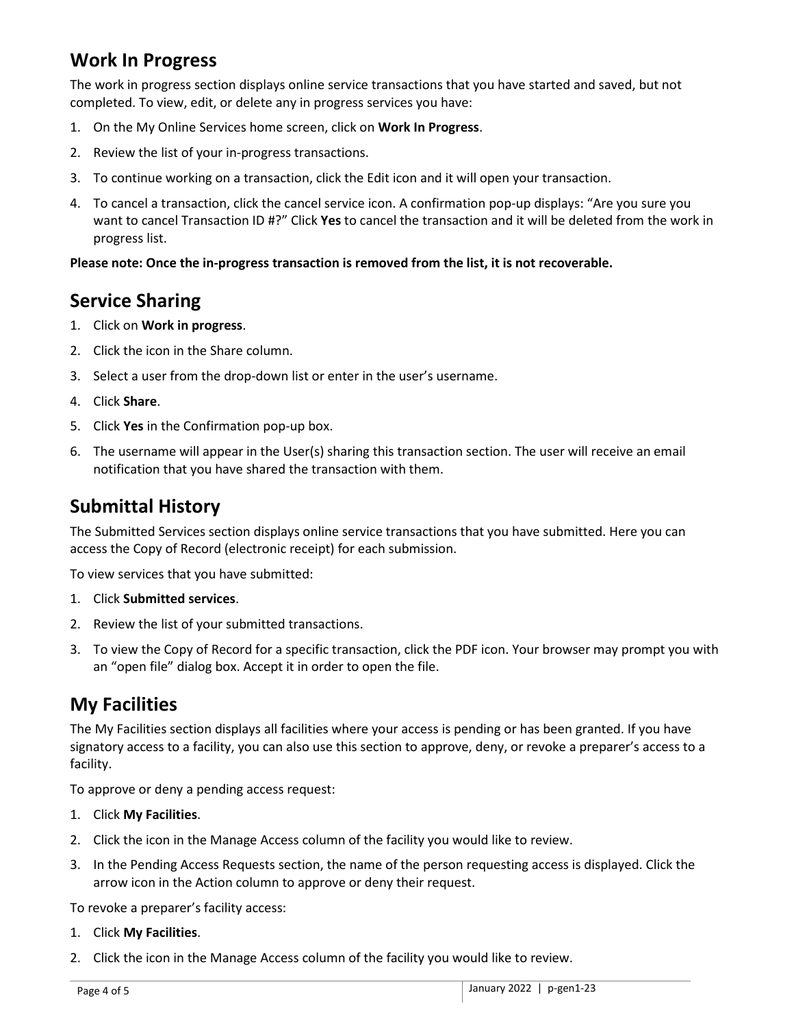## Work In Progress

The work in progress section displays online service transactions that you have started and saved, but not completed. To view, edit, or delete any in progress services you have:

1. On the My Online Services home screen, click on **Work In Progress**.
2. Review the list of your in-progress transactions.
3. To continue working on a transaction, click the Edit icon and it will open your transaction.
4. To cancel a transaction, click the cancel service icon. A confirmation pop-up displays: "Are you sure you want to cancel Transaction ID #?" Click **Yes** to cancel the transaction and it will be deleted from the work in progress list.

**Please note: Once the in-progress transaction is removed from the list, it is not recoverable.**

## Service Sharing

1. Click on **Work in progress**.
2. Click the icon in the Share column.
3. Select a user from the drop-down list or enter in the user's username.
4. Click **Share**.
5. Click **Yes** in the Confirmation pop-up box.
6. The username will appear in the User(s) sharing this transaction section. The user will receive an email notification that you have shared the transaction with them.

## Submittal History

The Submitted Services section displays online service transactions that you have submitted. Here you can access the Copy of Record (electronic receipt) for each submission.

To view services that you have submitted:

1. Click **Submitted services**.
2. Review the list of your submitted transactions.
3. To view the Copy of Record for a specific transaction, click the PDF icon. Your browser may prompt you with an "open file" dialog box. Accept it in order to open the file.

## My Facilities

The My Facilities section displays all facilities where your access is pending or has been granted. If you have signatory access to a facility, you can also use this section to approve, deny, or revoke a preparer's access to a facility.

To approve or deny a pending access request:

1. Click **My Facilities**.
2. Click the icon in the Manage Access column of the facility you would like to review.
3. In the Pending Access Requests section, the name of the person requesting access is displayed. Click the arrow icon in the Action column to approve or deny their request.

To revoke a preparer's facility access:

1. Click **My Facilities**.
2. Click the icon in the Manage Access column of the facility you would like to review.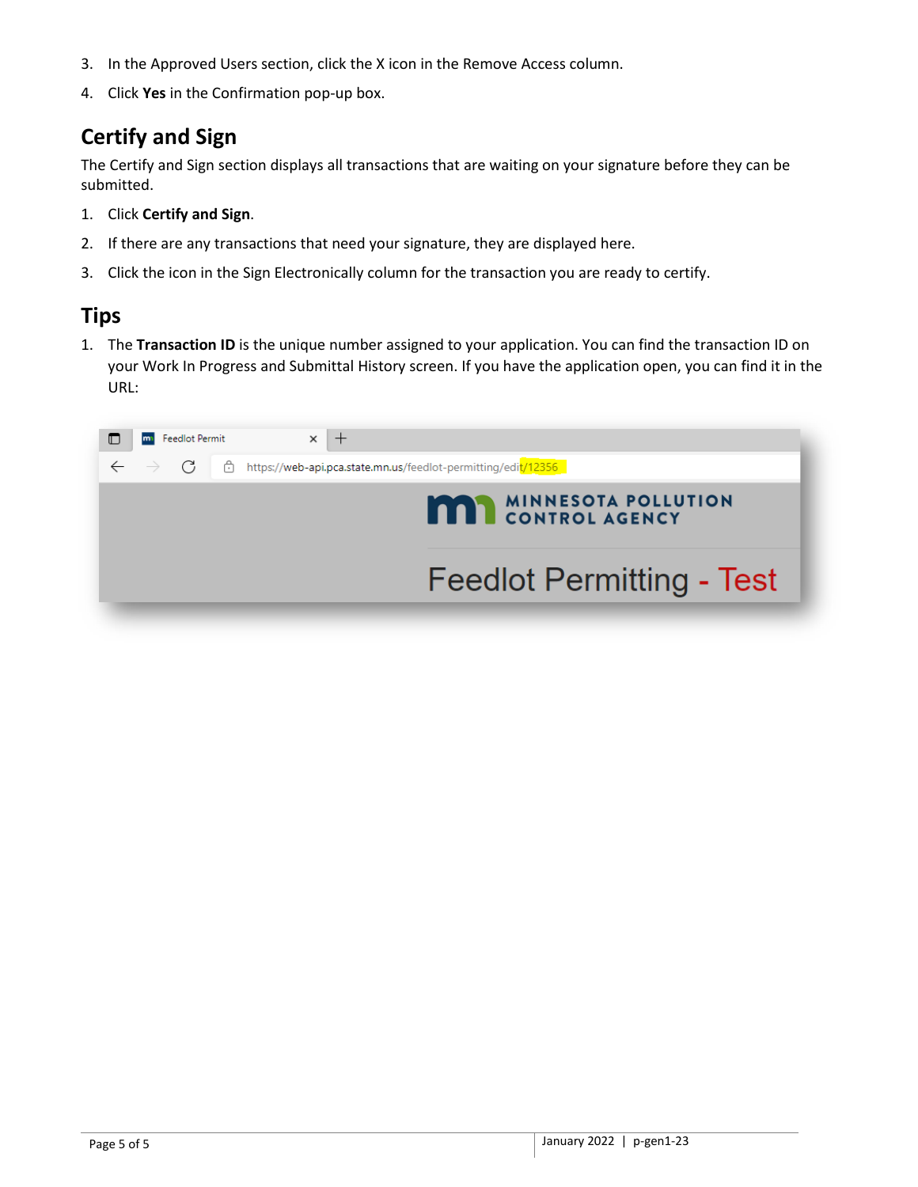3. In the Approved Users section, click the X icon in the Remove Access column.
4. Click **Yes** in the Confirmation pop-up box.

## Certify and Sign

The Certify and Sign section displays all transactions that are waiting on your signature before they can be submitted.

1. Click **Certify and Sign**.
2. If there are any transactions that need your signature, they are displayed here.
3. Click the icon in the Sign Electronically column for the transaction you are ready to certify.

## Tips

1. The **Transaction ID** is the unique number assigned to your application. You can find the transaction ID on your Work In Progress and Submittal History screen. If you have the application open, you can find it in the URL:

Feedlot Permit

https://web-api.pca.state.mn.us/feedlot-permitting/edit/12356

MINNESOTA POLLUTION CONTROL AGENCY

Feedlot Permitting - Test